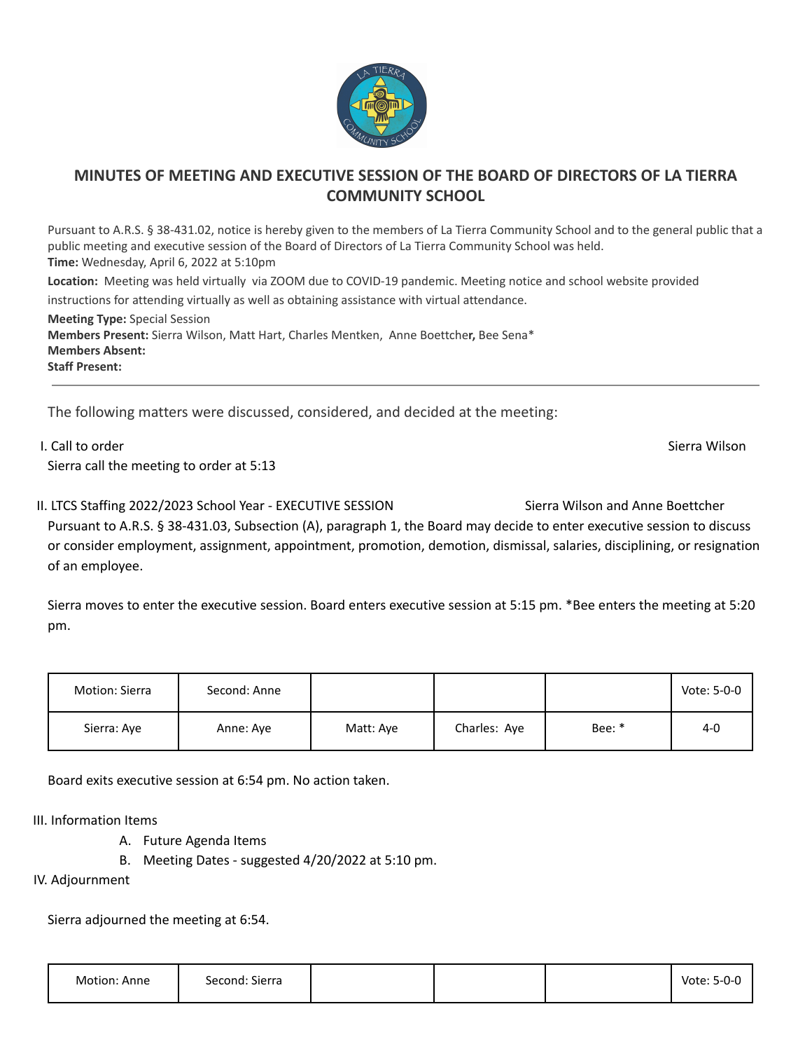# MINUTES OF MEETING AND EXECUTIVE SESSION OF THE BOARD OF DIRECTORS OF LA TIERRA COMMUNITY SCHOOL

Pursuant to A.R.S. § 38-431.02, notice is hereby given to the members of La Tierra Community School and to the general public that a public meeting and executive session of the Board of Directors of La Tierra Community School was held.

**Time:** Wednesday, April 6, 2022 at 5:10pm

**Location:** Meeting was held virtually via ZOOM due to COVID-19 pandemic. Meeting notice and school website provided instructions for attending virtually as well as obtaining assistance with virtual attendance.

**Meeting Type:** Special Session

**Members Present:** Sierra Wilson, Matt Hart, Charles Mentken, Anne Boettcher, Bee Sena*

**Members Absent:**

**Staff Present:**

---

The following matters were discussed, considered, and decided at the meeting:

I. Call to order — Sierra Wilson

Sierra call the meeting to order at 5:13

II. LTCS Staffing 2022/2023 School Year - EXECUTIVE SESSION — Sierra Wilson and Anne Boettcher

Pursuant to A.R.S. § 38-431.03, Subsection (A), paragraph 1, the Board may decide to enter executive session to discuss or consider employment, assignment, appointment, promotion, demotion, dismissal, salaries, disciplining, or resignation of an employee.

Sierra moves to enter the executive session. Board enters executive session at 5:15 pm. *Bee enters the meeting at 5:20 pm.

| Motion: Sierra | Second: Anne | | | | Vote: 5-0-0 |
|---|---|---|---|---|---|
| Sierra: Aye | Anne: Aye | Matt: Aye | Charles: Aye | Bee: * | 4-0 |

Board exits executive session at 6:54 pm. No action taken.

III. Information Items

A. Future Agenda Items
B. Meeting Dates - suggested 4/20/2022 at 5:10 pm.

IV. Adjournment

Sierra adjourned the meeting at 6:54.

| Motion: Anne | Second: Sierra | | | | Vote: 5-0-0 |
|---|---|---|---|---|---|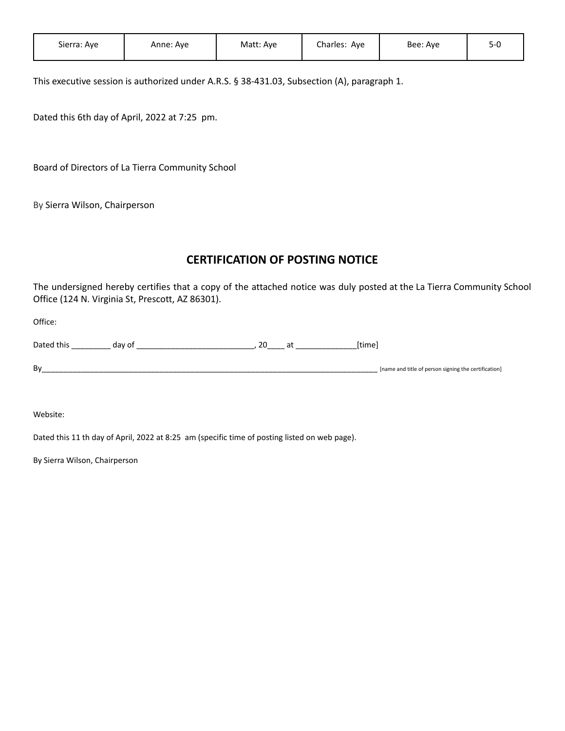| | | | | | |
|---|---|---|---|---|---|
| Sierra: Aye | Anne: Aye | Matt: Aye | Charles: Aye | Bee: Aye | 5-0 |

This executive session is authorized under A.R.S. § 38-431.03, Subsection (A), paragraph 1.

Dated this 6th day of April, 2022 at 7:25 pm.

Board of Directors of La Tierra Community School

By Sierra Wilson, Chairperson

## CERTIFICATION OF POSTING NOTICE

The undersigned hereby certifies that a copy of the attached notice was duly posted at the La Tierra Community School Office (124 N. Virginia St, Prescott, AZ 86301).

Office:

Dated this _________ day of ___________________________, 20____ at ______________[time]

By_________________________________________________________________________________ [name and title of person signing the certification]

Website:

Dated this 11 th day of April, 2022 at 8:25 am (specific time of posting listed on web page).

By Sierra Wilson, Chairperson